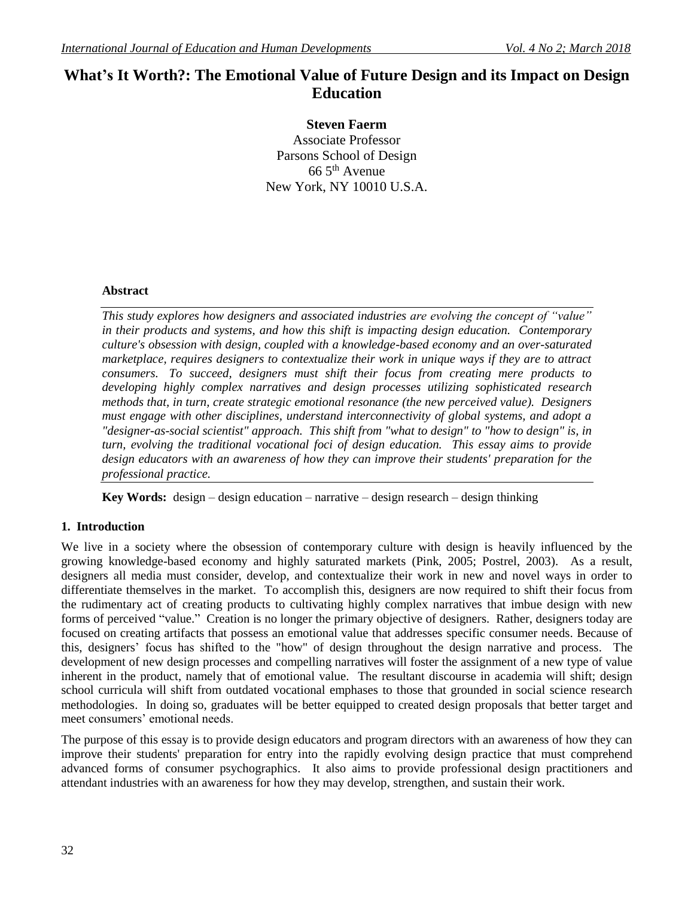# What's It Worth?: The Emotional Value of Future Design and its Impact on Design Education

**Steven Faerm**
Associate Professor
Parsons School of Design
66 5th Avenue
New York, NY 10010 U.S.A.

## Abstract

*This study explores how designers and associated industries are evolving the concept of "value" in their products and systems, and how this shift is impacting design education. Contemporary culture's obsession with design, coupled with a knowledge-based economy and an over-saturated marketplace, requires designers to contextualize their work in unique ways if they are to attract consumers. To succeed, designers must shift their focus from creating mere products to developing highly complex narratives and design processes utilizing sophisticated research methods that, in turn, create strategic emotional resonance (the new perceived value). Designers must engage with other disciplines, understand interconnectivity of global systems, and adopt a "designer-as-social scientist" approach. This shift from "what to design" to "how to design" is, in turn, evolving the traditional vocational foci of design education. This essay aims to provide design educators with an awareness of how they can improve their students' preparation for the professional practice.*

**Key Words:** design – design education – narrative – design research – design thinking

## 1. Introduction

We live in a society where the obsession of contemporary culture with design is heavily influenced by the growing knowledge-based economy and highly saturated markets (Pink, 2005; Postrel, 2003). As a result, designers all media must consider, develop, and contextualize their work in new and novel ways in order to differentiate themselves in the market. To accomplish this, designers are now required to shift their focus from the rudimentary act of creating products to cultivating highly complex narratives that imbue design with new forms of perceived "value." Creation is no longer the primary objective of designers. Rather, designers today are focused on creating artifacts that possess an emotional value that addresses specific consumer needs. Because of this, designers' focus has shifted to the "how" of design throughout the design narrative and process. The development of new design processes and compelling narratives will foster the assignment of a new type of value inherent in the product, namely that of emotional value. The resultant discourse in academia will shift; design school curricula will shift from outdated vocational emphases to those that grounded in social science research methodologies. In doing so, graduates will be better equipped to created design proposals that better target and meet consumers' emotional needs.

The purpose of this essay is to provide design educators and program directors with an awareness of how they can improve their students' preparation for entry into the rapidly evolving design practice that must comprehend advanced forms of consumer psychographics. It also aims to provide professional design practitioners and attendant industries with an awareness for how they may develop, strengthen, and sustain their work.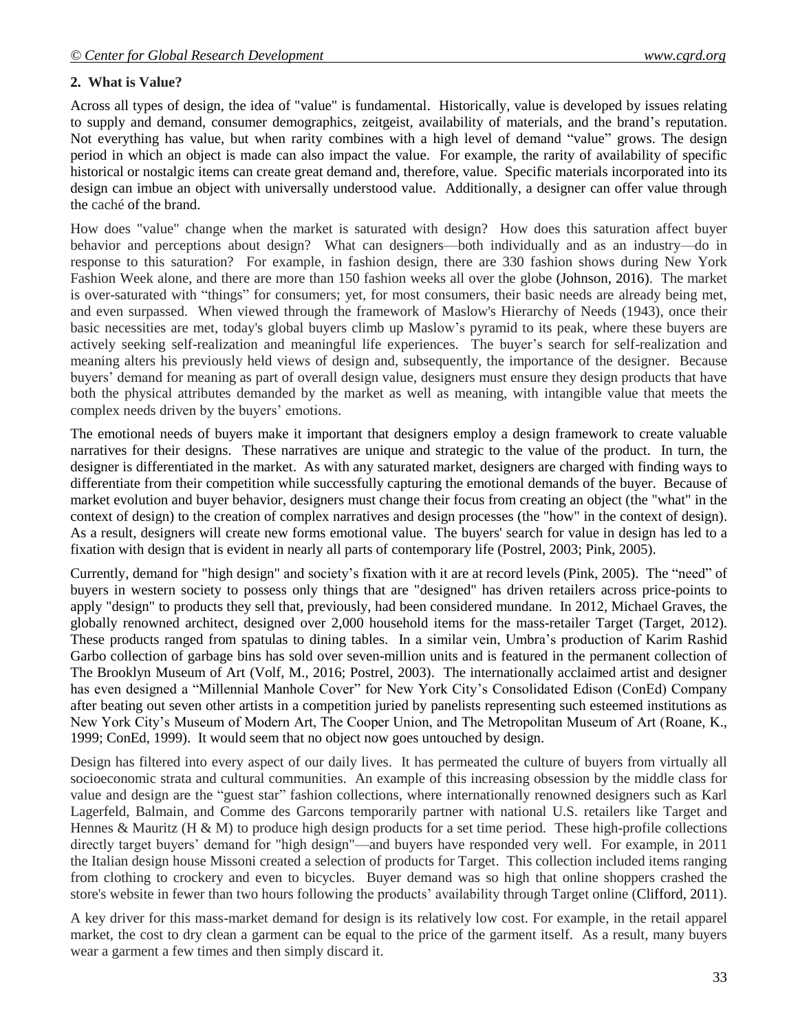## 2. What is Value?

Across all types of design, the idea of "value" is fundamental. Historically, value is developed by issues relating to supply and demand, consumer demographics, zeitgeist, availability of materials, and the brand's reputation. Not everything has value, but when rarity combines with a high level of demand "value" grows. The design period in which an object is made can also impact the value. For example, the rarity of availability of specific historical or nostalgic items can create great demand and, therefore, value. Specific materials incorporated into its design can imbue an object with universally understood value. Additionally, a designer can offer value through the caché of the brand.

How does "value" change when the market is saturated with design? How does this saturation affect buyer behavior and perceptions about design? What can designers—both individually and as an industry—do in response to this saturation? For example, in fashion design, there are 330 fashion shows during New York Fashion Week alone, and there are more than 150 fashion weeks all over the globe (Johnson, 2016). The market is over-saturated with "things" for consumers; yet, for most consumers, their basic needs are already being met, and even surpassed. When viewed through the framework of Maslow's Hierarchy of Needs (1943), once their basic necessities are met, today's global buyers climb up Maslow's pyramid to its peak, where these buyers are actively seeking self-realization and meaningful life experiences. The buyer's search for self-realization and meaning alters his previously held views of design and, subsequently, the importance of the designer. Because buyers' demand for meaning as part of overall design value, designers must ensure they design products that have both the physical attributes demanded by the market as well as meaning, with intangible value that meets the complex needs driven by the buyers' emotions.

The emotional needs of buyers make it important that designers employ a design framework to create valuable narratives for their designs. These narratives are unique and strategic to the value of the product. In turn, the designer is differentiated in the market. As with any saturated market, designers are charged with finding ways to differentiate from their competition while successfully capturing the emotional demands of the buyer. Because of market evolution and buyer behavior, designers must change their focus from creating an object (the "what" in the context of design) to the creation of complex narratives and design processes (the "how" in the context of design). As a result, designers will create new forms emotional value. The buyers' search for value in design has led to a fixation with design that is evident in nearly all parts of contemporary life (Postrel, 2003; Pink, 2005).

Currently, demand for "high design" and society's fixation with it are at record levels (Pink, 2005). The "need" of buyers in western society to possess only things that are "designed" has driven retailers across price-points to apply "design" to products they sell that, previously, had been considered mundane. In 2012, Michael Graves, the globally renowned architect, designed over 2,000 household items for the mass-retailer Target (Target, 2012). These products ranged from spatulas to dining tables. In a similar vein, Umbra's production of Karim Rashid Garbo collection of garbage bins has sold over seven-million units and is featured in the permanent collection of The Brooklyn Museum of Art (Volf, M., 2016; Postrel, 2003). The internationally acclaimed artist and designer has even designed a "Millennial Manhole Cover" for New York City's Consolidated Edison (ConEd) Company after beating out seven other artists in a competition juried by panelists representing such esteemed institutions as New York City's Museum of Modern Art, The Cooper Union, and The Metropolitan Museum of Art (Roane, K., 1999; ConEd, 1999). It would seem that no object now goes untouched by design.

Design has filtered into every aspect of our daily lives. It has permeated the culture of buyers from virtually all socioeconomic strata and cultural communities. An example of this increasing obsession by the middle class for value and design are the "guest star" fashion collections, where internationally renowned designers such as Karl Lagerfeld, Balmain, and Comme des Garcons temporarily partner with national U.S. retailers like Target and Hennes & Mauritz (H & M) to produce high design products for a set time period. These high-profile collections directly target buyers' demand for "high design"—and buyers have responded very well. For example, in 2011 the Italian design house Missoni created a selection of products for Target. This collection included items ranging from clothing to crockery and even to bicycles. Buyer demand was so high that online shoppers crashed the store's website in fewer than two hours following the products' availability through Target online (Clifford, 2011).

A key driver for this mass-market demand for design is its relatively low cost. For example, in the retail apparel market, the cost to dry clean a garment can be equal to the price of the garment itself. As a result, many buyers wear a garment a few times and then simply discard it.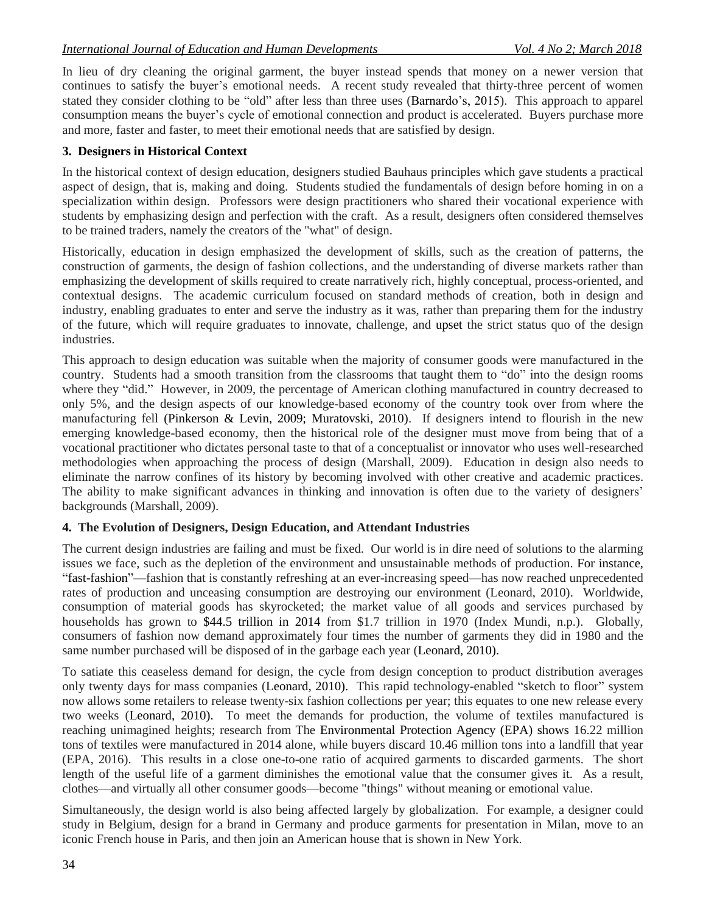In lieu of dry cleaning the original garment, the buyer instead spends that money on a newer version that continues to satisfy the buyer's emotional needs. A recent study revealed that thirty-three percent of women stated they consider clothing to be "old" after less than three uses (Barnardo's, 2015). This approach to apparel consumption means the buyer's cycle of emotional connection and product is accelerated. Buyers purchase more and more, faster and faster, to meet their emotional needs that are satisfied by design.

## 3. Designers in Historical Context

In the historical context of design education, designers studied Bauhaus principles which gave students a practical aspect of design, that is, making and doing. Students studied the fundamentals of design before homing in on a specialization within design. Professors were design practitioners who shared their vocational experience with students by emphasizing design and perfection with the craft. As a result, designers often considered themselves to be trained traders, namely the creators of the "what" of design.

Historically, education in design emphasized the development of skills, such as the creation of patterns, the construction of garments, the design of fashion collections, and the understanding of diverse markets rather than emphasizing the development of skills required to create narratively rich, highly conceptual, process-oriented, and contextual designs. The academic curriculum focused on standard methods of creation, both in design and industry, enabling graduates to enter and serve the industry as it was, rather than preparing them for the industry of the future, which will require graduates to innovate, challenge, and upset the strict status quo of the design industries.

This approach to design education was suitable when the majority of consumer goods were manufactured in the country. Students had a smooth transition from the classrooms that taught them to "do" into the design rooms where they "did." However, in 2009, the percentage of American clothing manufactured in country decreased to only 5%, and the design aspects of our knowledge-based economy of the country took over from where the manufacturing fell (Pinkerson & Levin, 2009; Muratovski, 2010). If designers intend to flourish in the new emerging knowledge-based economy, then the historical role of the designer must move from being that of a vocational practitioner who dictates personal taste to that of a conceptualist or innovator who uses well-researched methodologies when approaching the process of design (Marshall, 2009). Education in design also needs to eliminate the narrow confines of its history by becoming involved with other creative and academic practices. The ability to make significant advances in thinking and innovation is often due to the variety of designers' backgrounds (Marshall, 2009).

## 4. The Evolution of Designers, Design Education, and Attendant Industries

The current design industries are failing and must be fixed. Our world is in dire need of solutions to the alarming issues we face, such as the depletion of the environment and unsustainable methods of production. For instance, "fast-fashion"—fashion that is constantly refreshing at an ever-increasing speed—has now reached unprecedented rates of production and unceasing consumption are destroying our environment (Leonard, 2010). Worldwide, consumption of material goods has skyrocketed; the market value of all goods and services purchased by households has grown to $44.5 trillion in 2014 from $1.7 trillion in 1970 (Index Mundi, n.p.). Globally, consumers of fashion now demand approximately four times the number of garments they did in 1980 and the same number purchased will be disposed of in the garbage each year (Leonard, 2010).

To satiate this ceaseless demand for design, the cycle from design conception to product distribution averages only twenty days for mass companies (Leonard, 2010). This rapid technology-enabled "sketch to floor" system now allows some retailers to release twenty-six fashion collections per year; this equates to one new release every two weeks (Leonard, 2010). To meet the demands for production, the volume of textiles manufactured is reaching unimagined heights; research from The Environmental Protection Agency (EPA) shows 16.22 million tons of textiles were manufactured in 2014 alone, while buyers discard 10.46 million tons into a landfill that year (EPA, 2016). This results in a close one-to-one ratio of acquired garments to discarded garments. The short length of the useful life of a garment diminishes the emotional value that the consumer gives it. As a result, clothes—and virtually all other consumer goods—become "things" without meaning or emotional value.

Simultaneously, the design world is also being affected largely by globalization. For example, a designer could study in Belgium, design for a brand in Germany and produce garments for presentation in Milan, move to an iconic French house in Paris, and then join an American house that is shown in New York.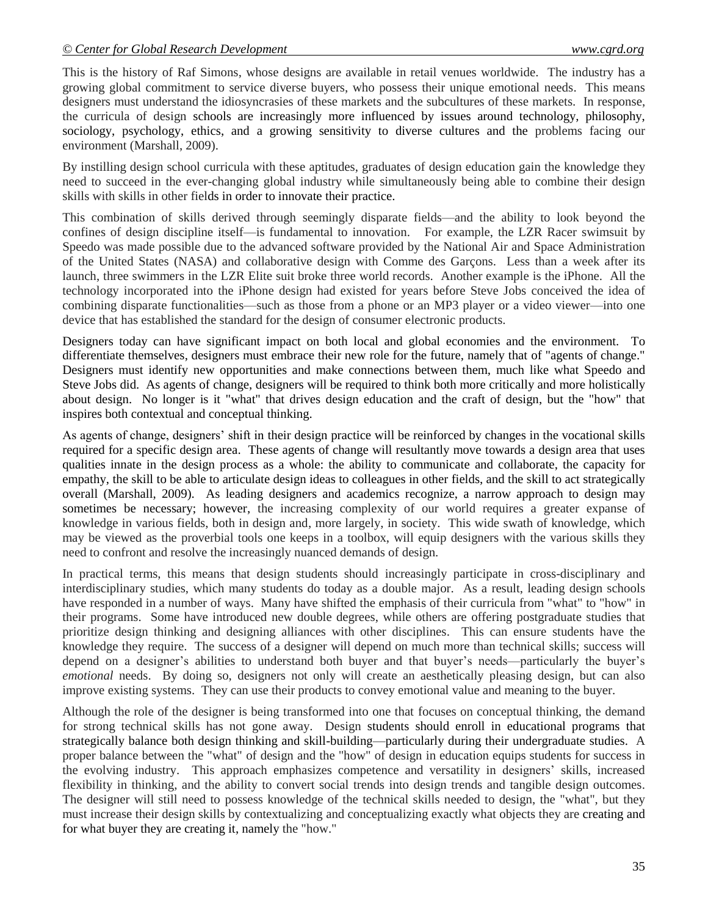This is the history of Raf Simons, whose designs are available in retail venues worldwide. The industry has a growing global commitment to service diverse buyers, who possess their unique emotional needs. This means designers must understand the idiosyncrasies of these markets and the subcultures of these markets. In response, the curricula of design schools are increasingly more influenced by issues around technology, philosophy, sociology, psychology, ethics, and a growing sensitivity to diverse cultures and the problems facing our environment (Marshall, 2009).

By instilling design school curricula with these aptitudes, graduates of design education gain the knowledge they need to succeed in the ever-changing global industry while simultaneously being able to combine their design skills with skills in other fields in order to innovate their practice.

This combination of skills derived through seemingly disparate fields—and the ability to look beyond the confines of design discipline itself—is fundamental to innovation. For example, the LZR Racer swimsuit by Speedo was made possible due to the advanced software provided by the National Air and Space Administration of the United States (NASA) and collaborative design with Comme des Garçons. Less than a week after its launch, three swimmers in the LZR Elite suit broke three world records. Another example is the iPhone. All the technology incorporated into the iPhone design had existed for years before Steve Jobs conceived the idea of combining disparate functionalities—such as those from a phone or an MP3 player or a video viewer—into one device that has established the standard for the design of consumer electronic products.

Designers today can have significant impact on both local and global economies and the environment. To differentiate themselves, designers must embrace their new role for the future, namely that of "agents of change." Designers must identify new opportunities and make connections between them, much like what Speedo and Steve Jobs did. As agents of change, designers will be required to think both more critically and more holistically about design. No longer is it "what" that drives design education and the craft of design, but the "how" that inspires both contextual and conceptual thinking.

As agents of change, designers' shift in their design practice will be reinforced by changes in the vocational skills required for a specific design area. These agents of change will resultantly move towards a design area that uses qualities innate in the design process as a whole: the ability to communicate and collaborate, the capacity for empathy, the skill to be able to articulate design ideas to colleagues in other fields, and the skill to act strategically overall (Marshall, 2009). As leading designers and academics recognize, a narrow approach to design may sometimes be necessary; however, the increasing complexity of our world requires a greater expanse of knowledge in various fields, both in design and, more largely, in society. This wide swath of knowledge, which may be viewed as the proverbial tools one keeps in a toolbox, will equip designers with the various skills they need to confront and resolve the increasingly nuanced demands of design.

In practical terms, this means that design students should increasingly participate in cross-disciplinary and interdisciplinary studies, which many students do today as a double major. As a result, leading design schools have responded in a number of ways. Many have shifted the emphasis of their curricula from "what" to "how" in their programs. Some have introduced new double degrees, while others are offering postgraduate studies that prioritize design thinking and designing alliances with other disciplines. This can ensure students have the knowledge they require. The success of a designer will depend on much more than technical skills; success will depend on a designer's abilities to understand both buyer and that buyer's needs—particularly the buyer's *emotional* needs. By doing so, designers not only will create an aesthetically pleasing design, but can also improve existing systems. They can use their products to convey emotional value and meaning to the buyer.

Although the role of the designer is being transformed into one that focuses on conceptual thinking, the demand for strong technical skills has not gone away. Design students should enroll in educational programs that strategically balance both design thinking and skill-building—particularly during their undergraduate studies. A proper balance between the "what" of design and the "how" of design in education equips students for success in the evolving industry. This approach emphasizes competence and versatility in designers' skills, increased flexibility in thinking, and the ability to convert social trends into design trends and tangible design outcomes. The designer will still need to possess knowledge of the technical skills needed to design, the "what", but they must increase their design skills by contextualizing and conceptualizing exactly what objects they are creating and for what buyer they are creating it, namely the "how."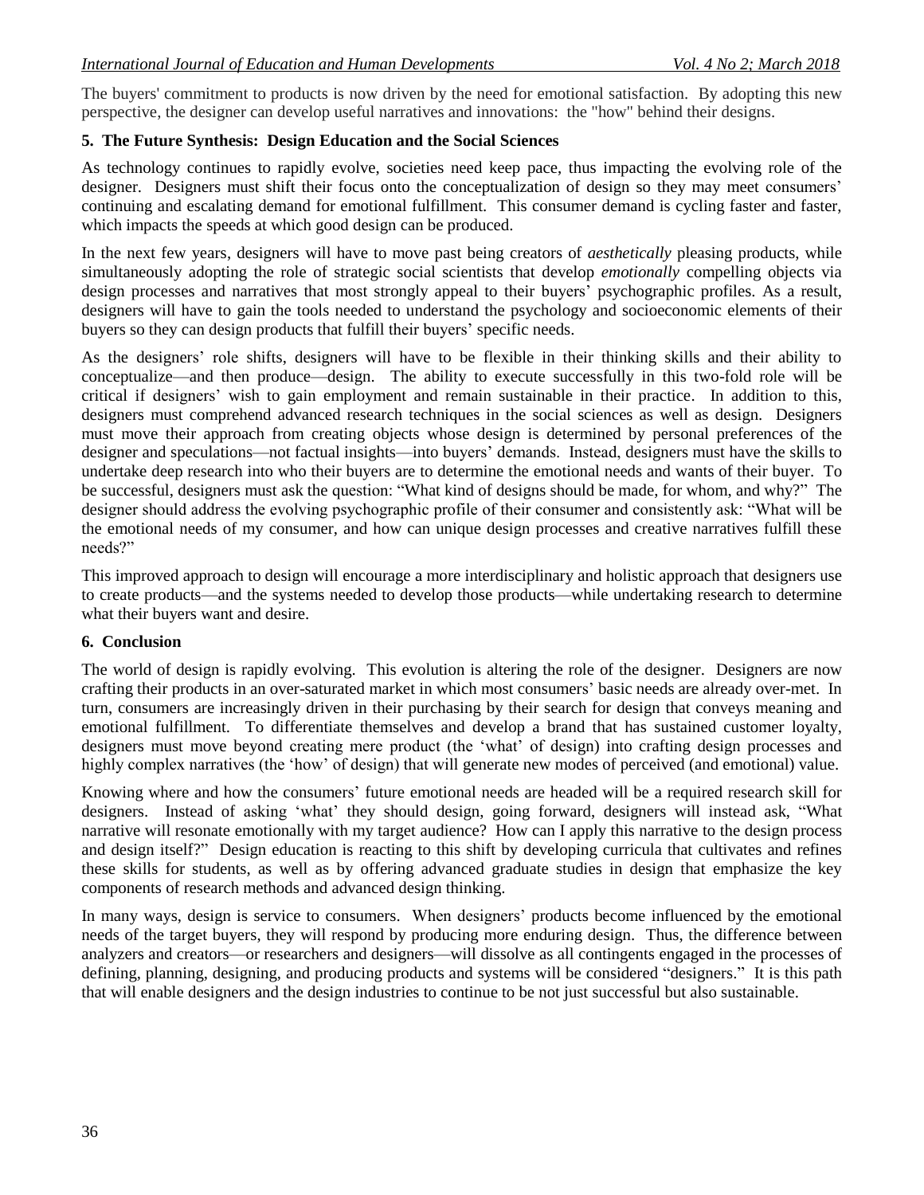The buyers' commitment to products is now driven by the need for emotional satisfaction. By adopting this new perspective, the designer can develop useful narratives and innovations: the "how" behind their designs.

## 5. The Future Synthesis: Design Education and the Social Sciences

As technology continues to rapidly evolve, societies need keep pace, thus impacting the evolving role of the designer. Designers must shift their focus onto the conceptualization of design so they may meet consumers' continuing and escalating demand for emotional fulfillment. This consumer demand is cycling faster and faster, which impacts the speeds at which good design can be produced.

In the next few years, designers will have to move past being creators of *aesthetically* pleasing products, while simultaneously adopting the role of strategic social scientists that develop *emotionally* compelling objects via design processes and narratives that most strongly appeal to their buyers' psychographic profiles. As a result, designers will have to gain the tools needed to understand the psychology and socioeconomic elements of their buyers so they can design products that fulfill their buyers' specific needs.

As the designers' role shifts, designers will have to be flexible in their thinking skills and their ability to conceptualize—and then produce—design. The ability to execute successfully in this two-fold role will be critical if designers' wish to gain employment and remain sustainable in their practice. In addition to this, designers must comprehend advanced research techniques in the social sciences as well as design. Designers must move their approach from creating objects whose design is determined by personal preferences of the designer and speculations—not factual insights—into buyers' demands. Instead, designers must have the skills to undertake deep research into who their buyers are to determine the emotional needs and wants of their buyer. To be successful, designers must ask the question: "What kind of designs should be made, for whom, and why?" The designer should address the evolving psychographic profile of their consumer and consistently ask: "What will be the emotional needs of my consumer, and how can unique design processes and creative narratives fulfill these needs?"

This improved approach to design will encourage a more interdisciplinary and holistic approach that designers use to create products—and the systems needed to develop those products—while undertaking research to determine what their buyers want and desire.

## 6. Conclusion

The world of design is rapidly evolving. This evolution is altering the role of the designer. Designers are now crafting their products in an over-saturated market in which most consumers' basic needs are already over-met. In turn, consumers are increasingly driven in their purchasing by their search for design that conveys meaning and emotional fulfillment. To differentiate themselves and develop a brand that has sustained customer loyalty, designers must move beyond creating mere product (the 'what' of design) into crafting design processes and highly complex narratives (the 'how' of design) that will generate new modes of perceived (and emotional) value.

Knowing where and how the consumers' future emotional needs are headed will be a required research skill for designers. Instead of asking 'what' they should design, going forward, designers will instead ask, "What narrative will resonate emotionally with my target audience? How can I apply this narrative to the design process and design itself?" Design education is reacting to this shift by developing curricula that cultivates and refines these skills for students, as well as by offering advanced graduate studies in design that emphasize the key components of research methods and advanced design thinking.

In many ways, design is service to consumers. When designers' products become influenced by the emotional needs of the target buyers, they will respond by producing more enduring design. Thus, the difference between analyzers and creators—or researchers and designers—will dissolve as all contingents engaged in the processes of defining, planning, designing, and producing products and systems will be considered "designers." It is this path that will enable designers and the design industries to continue to be not just successful but also sustainable.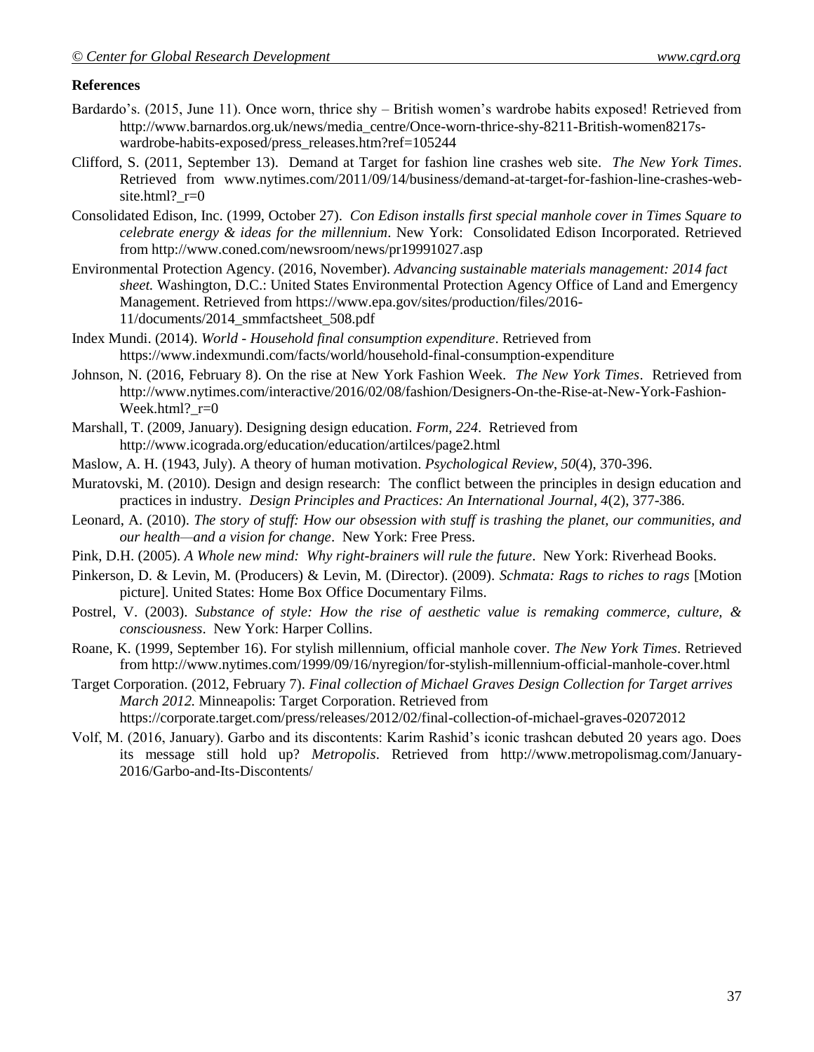**References**

Bardardo's. (2015, June 11). Once worn, thrice shy – British women's wardrobe habits exposed! Retrieved from http://www.barnardos.org.uk/news/media_centre/Once-worn-thrice-shy-8211-British-women8217s-wardrobe-habits-exposed/press_releases.htm?ref=105244

Clifford, S. (2011, September 13). Demand at Target for fashion line crashes web site. *The New York Times*. Retrieved from www.nytimes.com/2011/09/14/business/demand-at-target-for-fashion-line-crashes-web-site.html?_r=0

Consolidated Edison, Inc. (1999, October 27). *Con Edison installs first special manhole cover in Times Square to celebrate energy & ideas for the millennium*. New York: Consolidated Edison Incorporated. Retrieved from http://www.coned.com/newsroom/news/pr19991027.asp

Environmental Protection Agency. (2016, November). *Advancing sustainable materials management: 2014 fact sheet.* Washington, D.C.: United States Environmental Protection Agency Office of Land and Emergency Management. Retrieved from https://www.epa.gov/sites/production/files/2016-11/documents/2014_smmfactsheet_508.pdf

Index Mundi. (2014). *World - Household final consumption expenditure*. Retrieved from https://www.indexmundi.com/facts/world/household-final-consumption-expenditure

Johnson, N. (2016, February 8). On the rise at New York Fashion Week. *The New York Times*. Retrieved from http://www.nytimes.com/interactive/2016/02/08/fashion/Designers-On-the-Rise-at-New-York-Fashion-Week.html?_r=0

Marshall, T. (2009, January). Designing design education. *Form*, *224*. Retrieved from http://www.icograda.org/education/education/artilces/page2.html

Maslow, A. H. (1943, July). A theory of human motivation. *Psychological Review*, *50*(4), 370-396.

Muratovski, M. (2010). Design and design research: The conflict between the principles in design education and practices in industry. *Design Principles and Practices: An International Journal, 4*(2), 377-386.

Leonard, A. (2010). *The story of stuff: How our obsession with stuff is trashing the planet, our communities, and our health—and a vision for change*. New York: Free Press.

Pink, D.H. (2005). *A Whole new mind: Why right-brainers will rule the future*. New York: Riverhead Books.

Pinkerson, D. & Levin, M. (Producers) & Levin, M. (Director). (2009). *Schmata: Rags to riches to rags* [Motion picture]. United States: Home Box Office Documentary Films.

Postrel, V. (2003). *Substance of style: How the rise of aesthetic value is remaking commerce, culture, & consciousness*. New York: Harper Collins.

Roane, K. (1999, September 16). For stylish millennium, official manhole cover. *The New York Times*. Retrieved from http://www.nytimes.com/1999/09/16/nyregion/for-stylish-millennium-official-manhole-cover.html

Target Corporation. (2012, February 7). *Final collection of Michael Graves Design Collection for Target arrives March 2012.* Minneapolis: Target Corporation. Retrieved from https://corporate.target.com/press/releases/2012/02/final-collection-of-michael-graves-02072012

Volf, M. (2016, January). Garbo and its discontents: Karim Rashid's iconic trashcan debuted 20 years ago. Does its message still hold up? *Metropolis*. Retrieved from http://www.metropolismag.com/January-2016/Garbo-and-Its-Discontents/